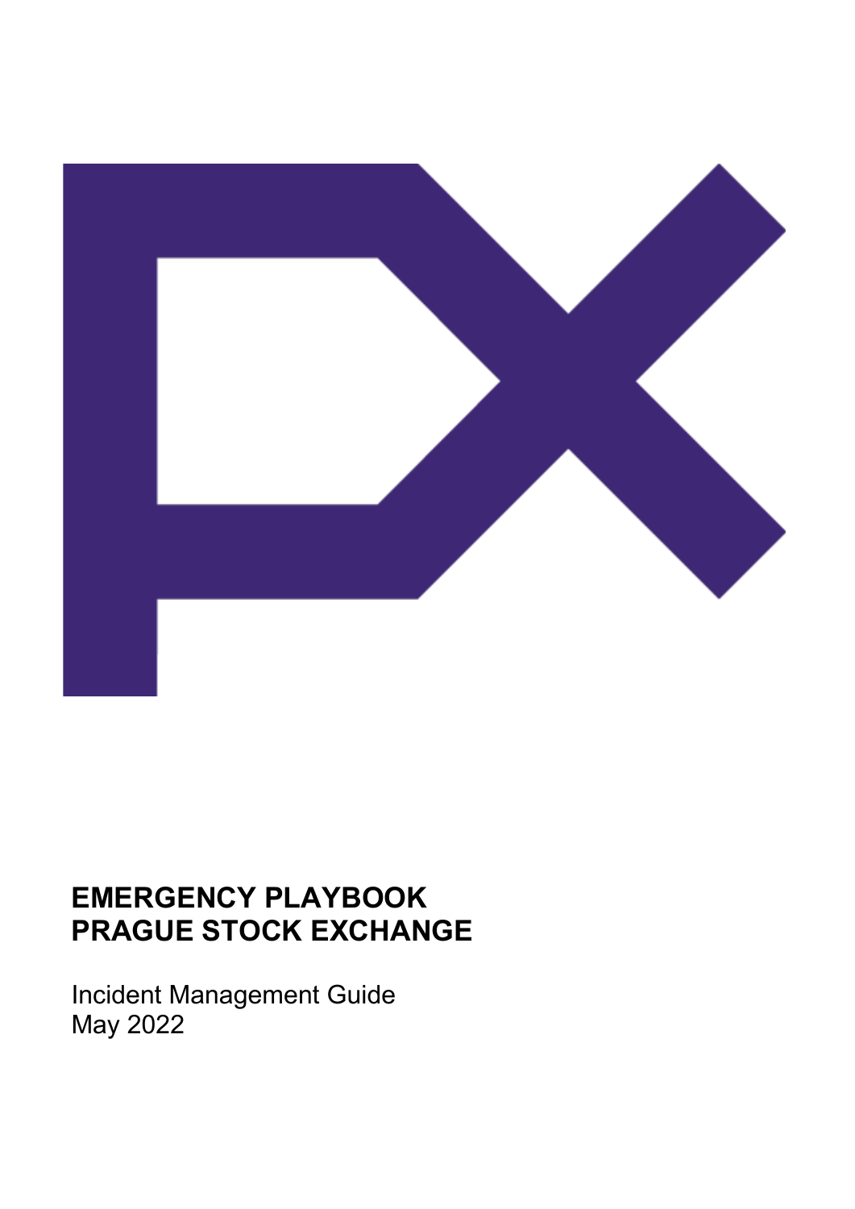# EMERGENCY PLAYBOOK
# PRAGUE STOCK EXCHANGE

Incident Management Guide
May 2022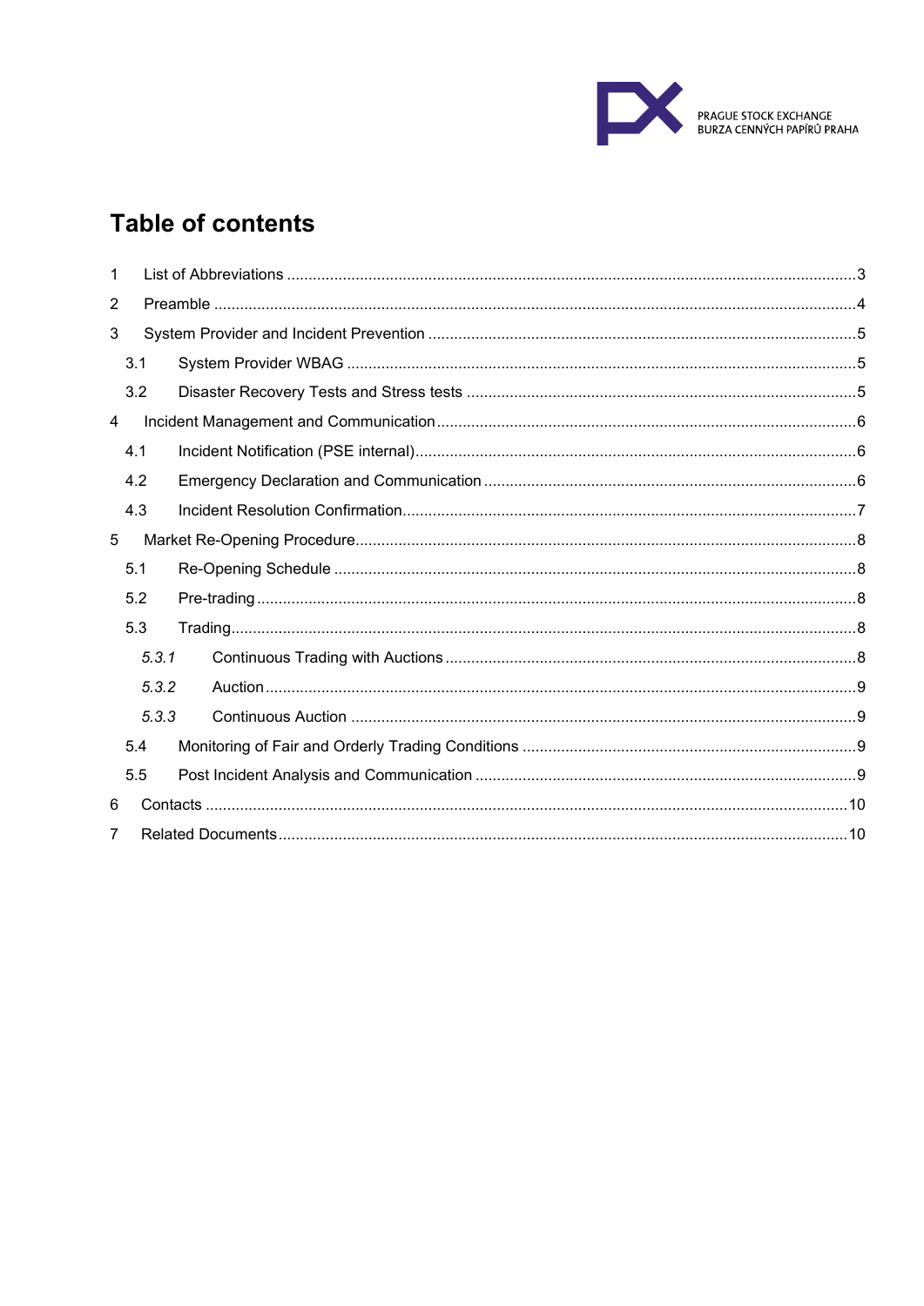# Table of contents

1 List of Abbreviations ....................................................................................................................3

2 Preamble ....................................................................................................................................4

3 System Provider and Incident Prevention ....................................................................................5

3.1 System Provider WBAG ...........................................................................................................5

3.2 Disaster Recovery Tests and Stress tests ..................................................................................5

4 Incident Management and Communication .................................................................................6

4.1 Incident Notification (PSE internal)............................................................................................6

4.2 Emergency Declaration and Communication .............................................................................6

4.3 Incident Resolution Confirmation...............................................................................................7

5 Market Re-Opening Procedure.....................................................................................................8

5.1 Re-Opening Schedule ...............................................................................................................8

5.2 Pre-trading ................................................................................................................................8

5.3 Trading......................................................................................................................................8

*5.3.1* Continuous Trading with Auctions ..........................................................................................8

*5.3.2* Auction ..................................................................................................................................9

*5.3.3* Continuous Auction ...............................................................................................................9

5.4 Monitoring of Fair and Orderly Trading Conditions ......................................................................9

5.5 Post Incident Analysis and Communication ...............................................................................9

6 Contacts ....................................................................................................................................10

7 Related Documents....................................................................................................................10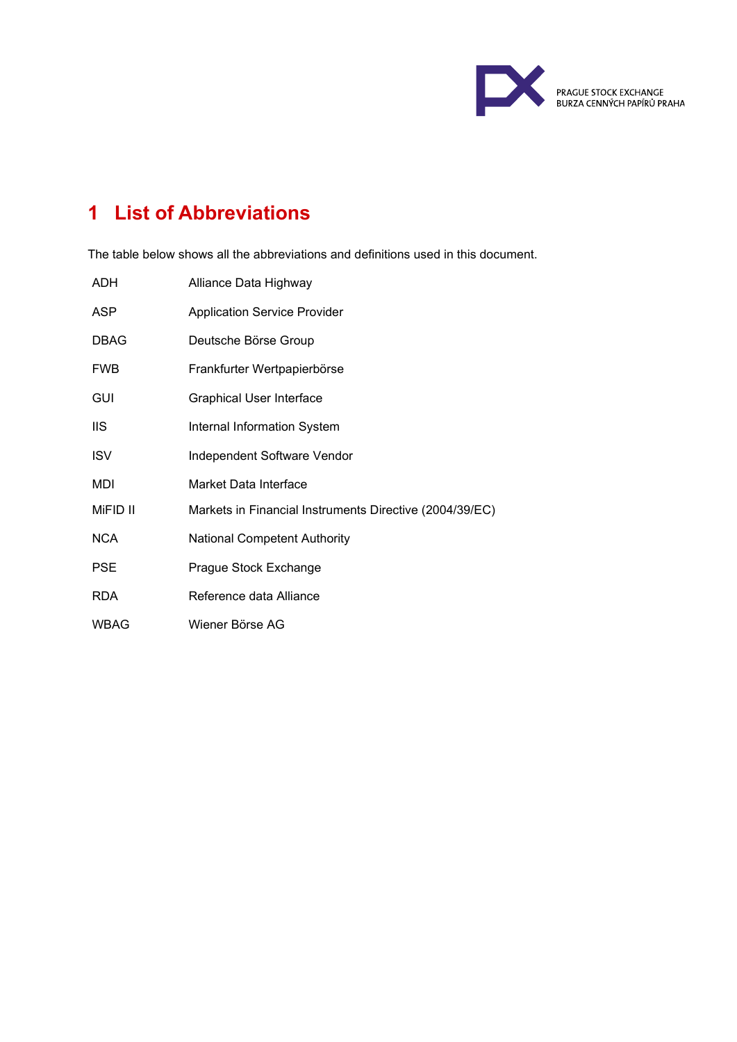# 1 List of Abbreviations

The table below shows all the abbreviations and definitions used in this document.

| | |
|---|---|
| ADH | Alliance Data Highway |
| ASP | Application Service Provider |
| DBAG | Deutsche Börse Group |
| FWB | Frankfurter Wertpapierbörse |
| GUI | Graphical User Interface |
| IIS | Internal Information System |
| ISV | Independent Software Vendor |
| MDI | Market Data Interface |
| MiFID II | Markets in Financial Instruments Directive (2004/39/EC) |
| NCA | National Competent Authority |
| PSE | Prague Stock Exchange |
| RDA | Reference data Alliance |
| WBAG | Wiener Börse AG |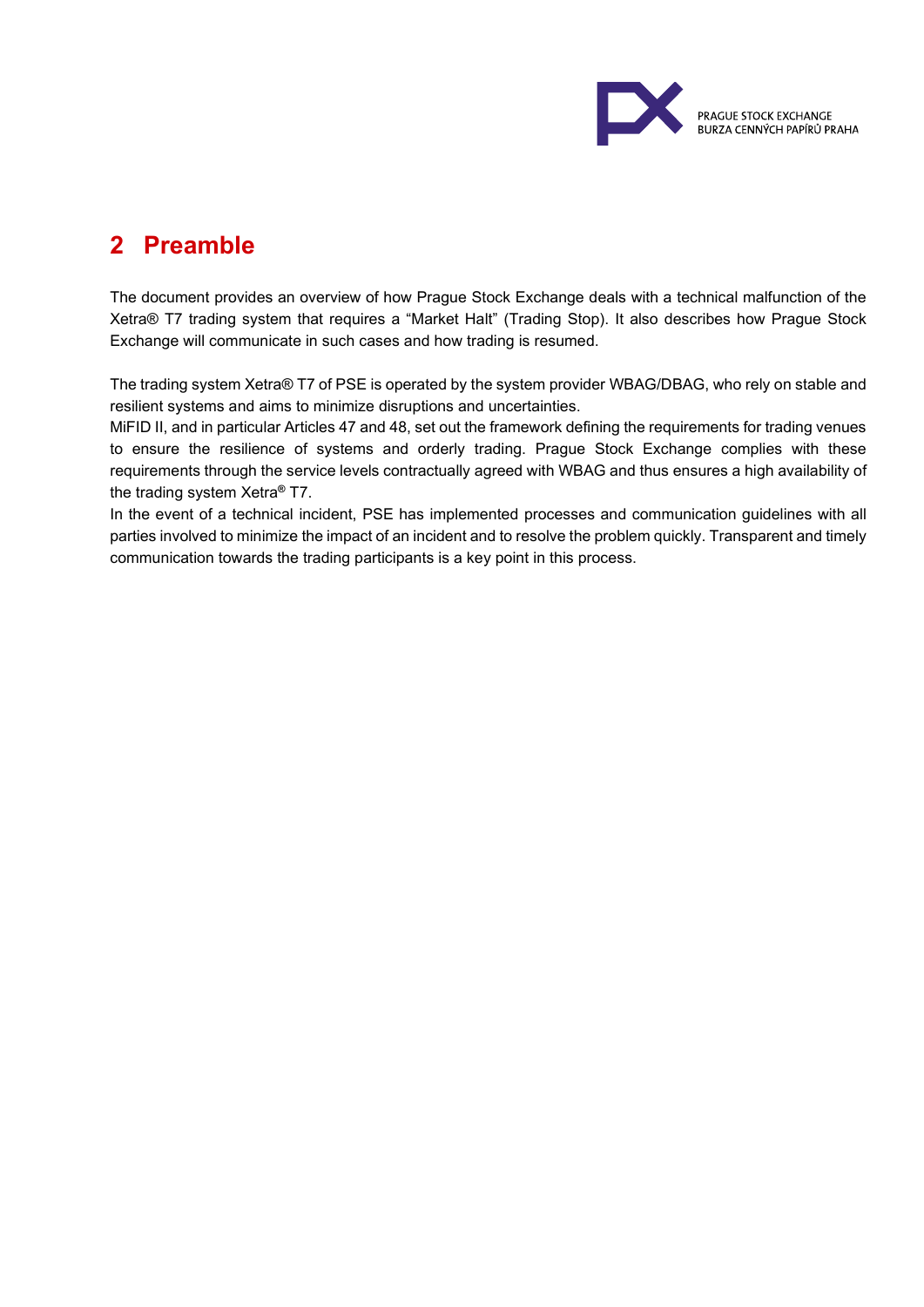## 2 Preamble

The document provides an overview of how Prague Stock Exchange deals with a technical malfunction of the Xetra® T7 trading system that requires a "Market Halt" (Trading Stop). It also describes how Prague Stock Exchange will communicate in such cases and how trading is resumed.

The trading system Xetra® T7 of PSE is operated by the system provider WBAG/DBAG, who rely on stable and resilient systems and aims to minimize disruptions and uncertainties.
MiFID II, and in particular Articles 47 and 48, set out the framework defining the requirements for trading venues to ensure the resilience of systems and orderly trading. Prague Stock Exchange complies with these requirements through the service levels contractually agreed with WBAG and thus ensures a high availability of the trading system Xetra® T7.
In the event of a technical incident, PSE has implemented processes and communication guidelines with all parties involved to minimize the impact of an incident and to resolve the problem quickly. Transparent and timely communication towards the trading participants is a key point in this process.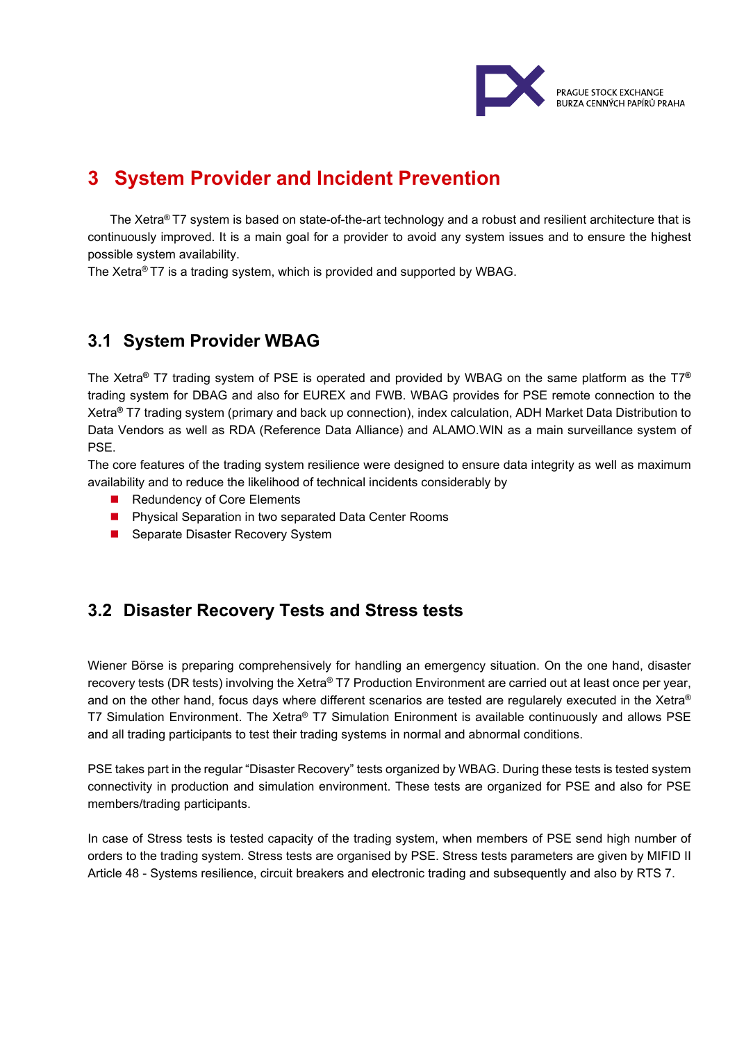# 3 System Provider and Incident Prevention

The Xetra® T7 system is based on state-of-the-art technology and a robust and resilient architecture that is continuously improved. It is a main goal for a provider to avoid any system issues and to ensure the highest possible system availability.
The Xetra® T7 is a trading system, which is provided and supported by WBAG.

## 3.1 System Provider WBAG

The Xetra® T7 trading system of PSE is operated and provided by WBAG on the same platform as the T7® trading system for DBAG and also for EUREX and FWB. WBAG provides for PSE remote connection to the Xetra® T7 trading system (primary and back up connection), index calculation, ADH Market Data Distribution to Data Vendors as well as RDA (Reference Data Alliance) and ALAMO.WIN as a main surveillance system of PSE.
The core features of the trading system resilience were designed to ensure data integrity as well as maximum availability and to reduce the likelihood of technical incidents considerably by

- Redundency of Core Elements
- Physical Separation in two separated Data Center Rooms
- Separate Disaster Recovery System

## 3.2 Disaster Recovery Tests and Stress tests

Wiener Börse is preparing comprehensively for handling an emergency situation. On the one hand, disaster recovery tests (DR tests) involving the Xetra® T7 Production Environment are carried out at least once per year, and on the other hand, focus days where different scenarios are tested are regularely executed in the Xetra® T7 Simulation Environment. The Xetra® T7 Simulation Enironment is available continuously and allows PSE and all trading participants to test their trading systems in normal and abnormal conditions.

PSE takes part in the regular "Disaster Recovery" tests organized by WBAG. During these tests is tested system connectivity in production and simulation environment. These tests are organized for PSE and also for PSE members/trading participants.

In case of Stress tests is tested capacity of the trading system, when members of PSE send high number of orders to the trading system. Stress tests are organised by PSE. Stress tests parameters are given by MIFID II Article 48 - Systems resilience, circuit breakers and electronic trading and subsequently and also by RTS 7.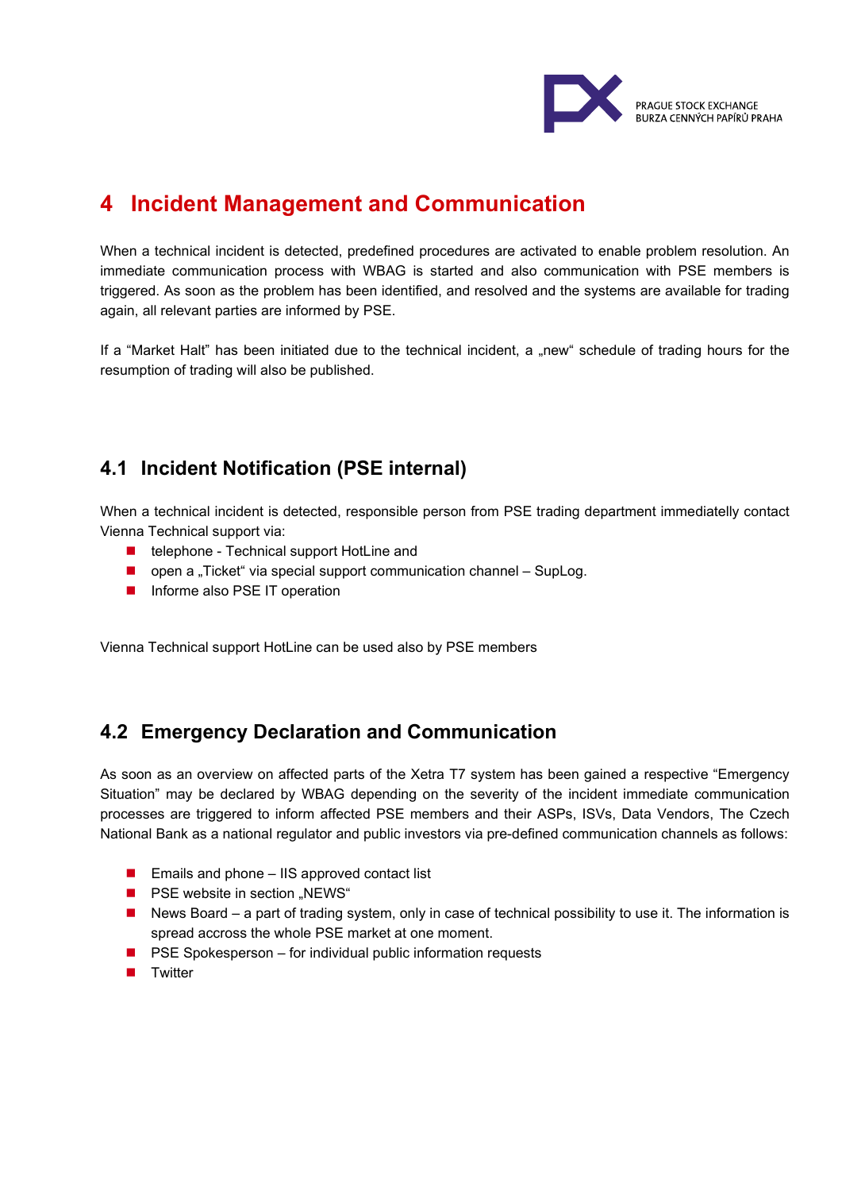# 4 Incident Management and Communication

When a technical incident is detected, predefined procedures are activated to enable problem resolution. An immediate communication process with WBAG is started and also communication with PSE members is triggered. As soon as the problem has been identified, and resolved and the systems are available for trading again, all relevant parties are informed by PSE.

If a “Market Halt” has been initiated due to the technical incident, a „new“ schedule of trading hours for the resumption of trading will also be published.

## 4.1 Incident Notification (PSE internal)

When a technical incident is detected, responsible person from PSE trading department immediatelly contact Vienna Technical support via:

- telephone - Technical support HotLine and
- open a „Ticket“ via special support communication channel – SupLog.
- Informe also PSE IT operation

Vienna Technical support HotLine can be used also by PSE members

## 4.2 Emergency Declaration and Communication

As soon as an overview on affected parts of the Xetra T7 system has been gained a respective “Emergency Situation” may be declared by WBAG depending on the severity of the incident immediate communication processes are triggered to inform affected PSE members and their ASPs, ISVs, Data Vendors, The Czech National Bank as a national regulator and public investors via pre-defined communication channels as follows:

- Emails and phone – IIS approved contact list
- PSE website in section „NEWS“
- News Board – a part of trading system, only in case of technical possibility to use it. The information is spread accross the whole PSE market at one moment.
- PSE Spokesperson – for individual public information requests
- Twitter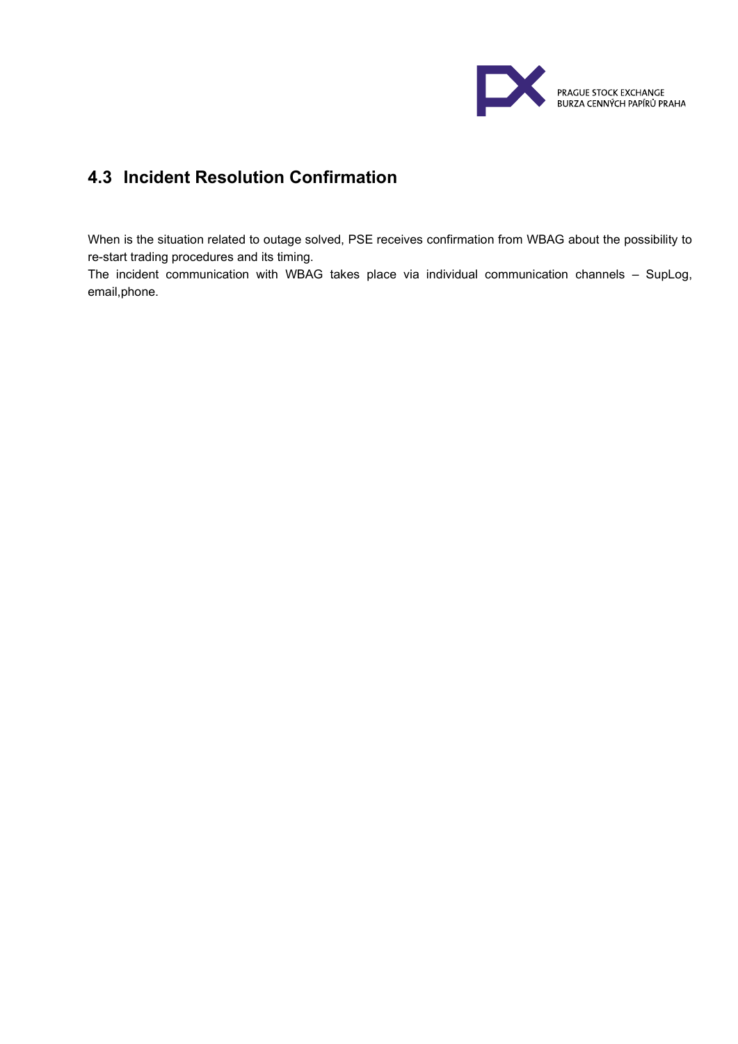## 4.3 Incident Resolution Confirmation

When is the situation related to outage solved, PSE receives confirmation from WBAG about the possibility to re-start trading procedures and its timing.
The incident communication with WBAG takes place via individual communication channels – SupLog, email,phone.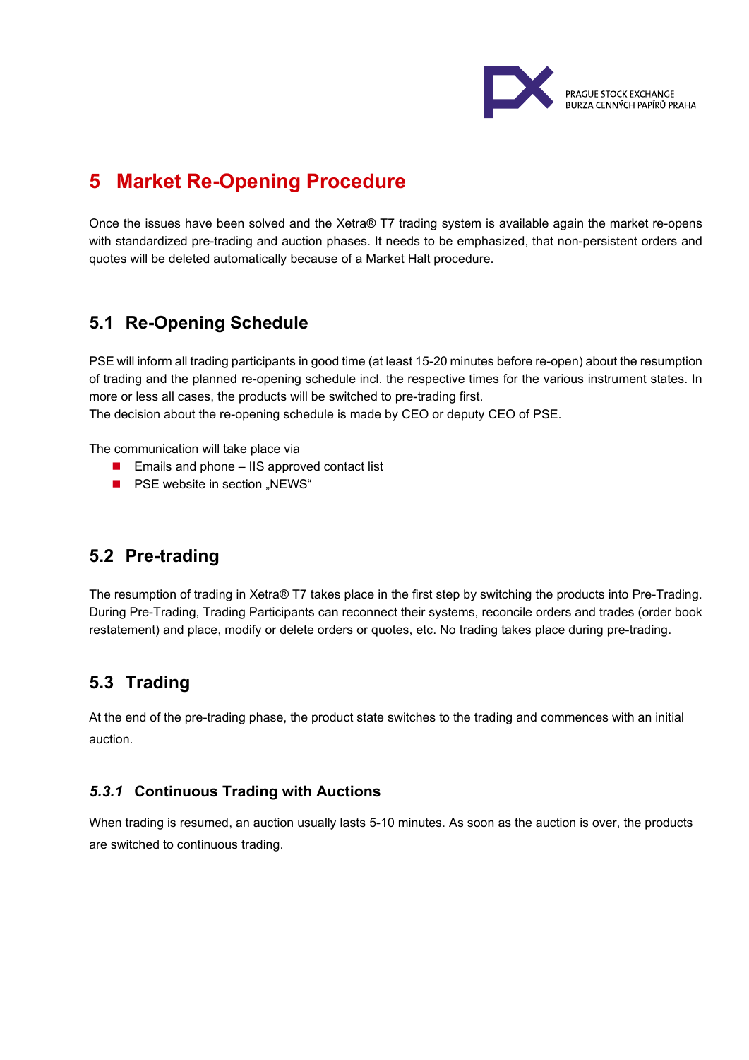# 5 Market Re-Opening Procedure

Once the issues have been solved and the Xetra® T7 trading system is available again the market re-opens with standardized pre-trading and auction phases. It needs to be emphasized, that non-persistent orders and quotes will be deleted automatically because of a Market Halt procedure.

## 5.1 Re-Opening Schedule

PSE will inform all trading participants in good time (at least 15-20 minutes before re-open) about the resumption of trading and the planned re-opening schedule incl. the respective times for the various instrument states. In more or less all cases, the products will be switched to pre-trading first.
The decision about the re-opening schedule is made by CEO or deputy CEO of PSE.

The communication will take place via

- Emails and phone – IIS approved contact list
- PSE website in section „NEWS“

## 5.2 Pre-trading

The resumption of trading in Xetra® T7 takes place in the first step by switching the products into Pre-Trading. During Pre-Trading, Trading Participants can reconnect their systems, reconcile orders and trades (order book restatement) and place, modify or delete orders or quotes, etc. No trading takes place during pre-trading.

## 5.3 Trading

At the end of the pre-trading phase, the product state switches to the trading and commences with an initial auction.

### *5.3.1* Continuous Trading with Auctions

When trading is resumed, an auction usually lasts 5-10 minutes. As soon as the auction is over, the products are switched to continuous trading.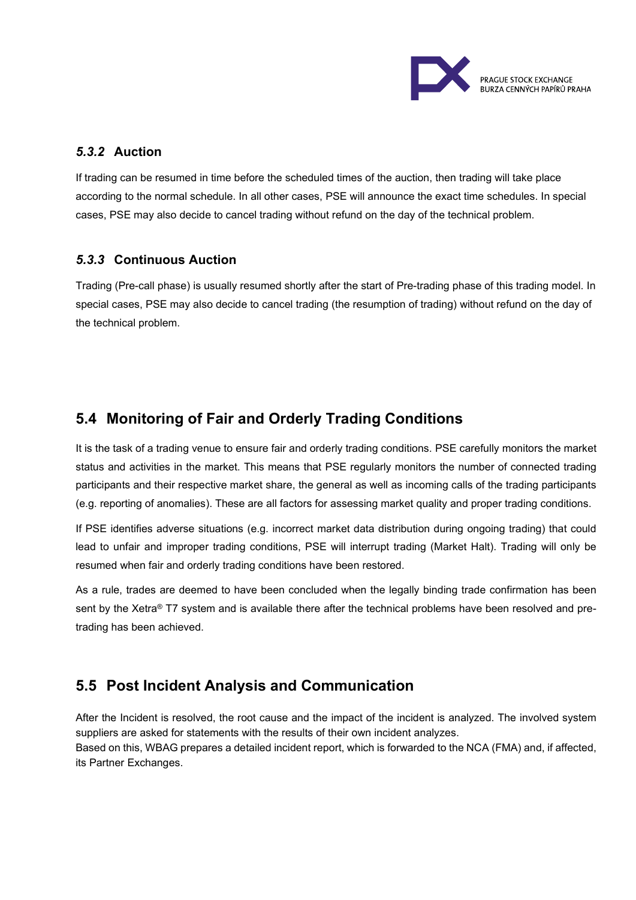### *5.3.2* Auction

If trading can be resumed in time before the scheduled times of the auction, then trading will take place according to the normal schedule. In all other cases, PSE will announce the exact time schedules. In special cases, PSE may also decide to cancel trading without refund on the day of the technical problem.

### *5.3.3* Continuous Auction

Trading (Pre-call phase) is usually resumed shortly after the start of Pre-trading phase of this trading model. In special cases, PSE may also decide to cancel trading (the resumption of trading) without refund on the day of the technical problem.

## 5.4 Monitoring of Fair and Orderly Trading Conditions

It is the task of a trading venue to ensure fair and orderly trading conditions. PSE carefully monitors the market status and activities in the market. This means that PSE regularly monitors the number of connected trading participants and their respective market share, the general as well as incoming calls of the trading participants (e.g. reporting of anomalies). These are all factors for assessing market quality and proper trading conditions.

If PSE identifies adverse situations (e.g. incorrect market data distribution during ongoing trading) that could lead to unfair and improper trading conditions, PSE will interrupt trading (Market Halt). Trading will only be resumed when fair and orderly trading conditions have been restored.

As a rule, trades are deemed to have been concluded when the legally binding trade confirmation has been sent by the Xetra® T7 system and is available there after the technical problems have been resolved and pre-trading has been achieved.

## 5.5 Post Incident Analysis and Communication

After the Incident is resolved, the root cause and the impact of the incident is analyzed. The involved system suppliers are asked for statements with the results of their own incident analyzes.
Based on this, WBAG prepares a detailed incident report, which is forwarded to the NCA (FMA) and, if affected, its Partner Exchanges.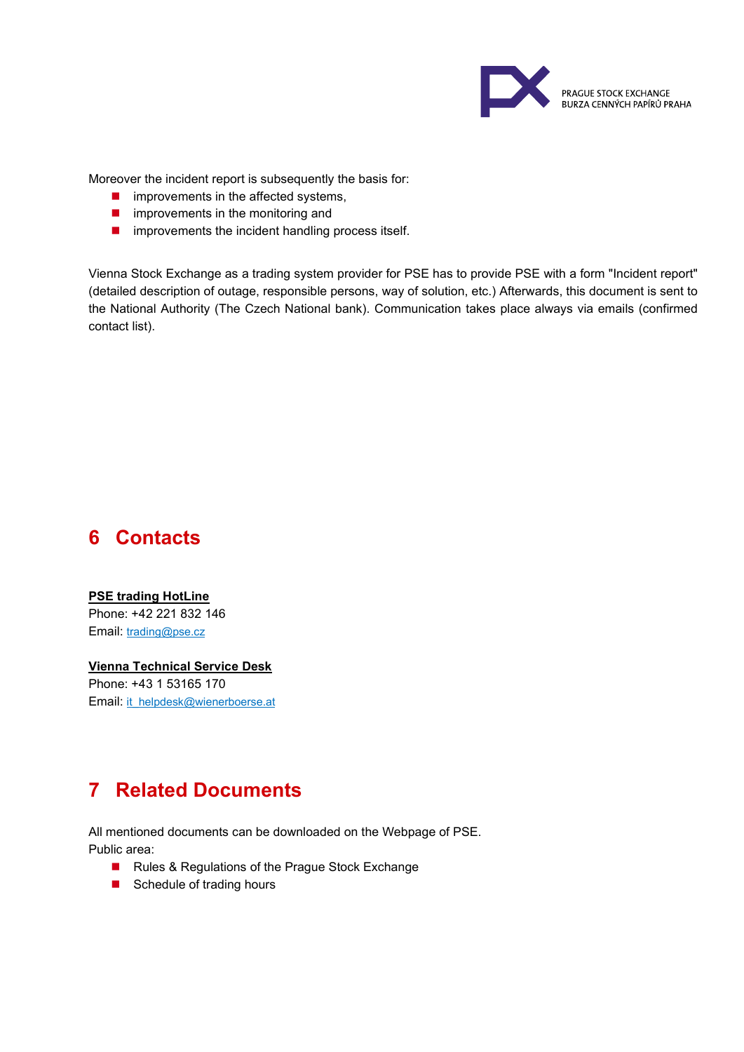Moreover the incident report is subsequently the basis for:

- improvements in the affected systems,
- improvements in the monitoring and
- improvements the incident handling process itself.

Vienna Stock Exchange as a trading system provider for PSE has to provide PSE with a form "Incident report" (detailed description of outage, responsible persons, way of solution, etc.) Afterwards, this document is sent to the National Authority (The Czech National bank). Communication takes place always via emails (confirmed contact list).

# 6 Contacts

**PSE trading HotLine**
Phone: +42 221 832 146
Email: trading@pse.cz

**Vienna Technical Service Desk**
Phone: +43 1 53165 170
Email: it_helpdesk@wienerboerse.at

# 7 Related Documents

All mentioned documents can be downloaded on the Webpage of PSE.
Public area:

- Rules & Regulations of the Prague Stock Exchange
- Schedule of trading hours